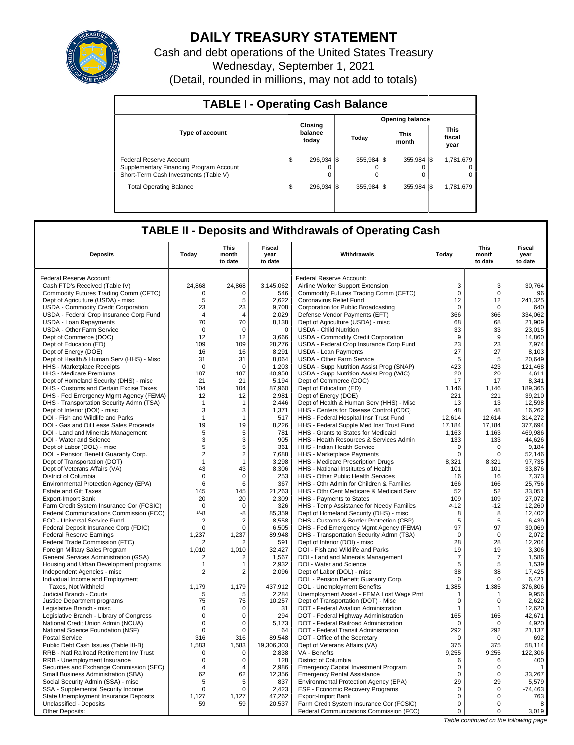# DAILY TREASURY STATEMENT

Cash and debt operations of the United States Treasury

Wednesday, September 1, 2021

(Detail, rounded in millions, may not add to totals)

## TABLE I - Operating Cash Balance

| Type of account | Closing balance today | Opening balance Today | Opening balance This month | Opening balance This fiscal year |
|---|---|---|---|---|
| Federal Reserve Account | $ 296,934 | $ 355,984 | $ 355,984 | $ 1,781,679 |
| Supplementary Financing Program Account | 0 | 0 | 0 | 0 |
| Short-Term Cash Investments (Table V) | 0 | 0 | 0 | 0 |
| Total Operating Balance | $ 296,934 | $ 355,984 | $ 355,984 | $ 1,781,679 |

## TABLE II - Deposits and Withdrawals of Operating Cash

| Deposits | Today | This month to date | Fiscal year to date | Withdrawals | Today | This month to date | Fiscal year to date |
|---|---|---|---|---|---|---|---|
| Federal Reserve Account: | | | | Federal Reserve Account: | | | |
| Cash FTD's Received (Table IV) | 24,868 | 24,868 | 3,145,062 | Airline Worker Support Extension | 3 | 3 | 30,764 |
| Commodity Futures Trading Comm (CFTC) | 0 | 0 | 546 | Commodity Futures Trading Comm (CFTC) | 0 | 0 | 96 |
| Dept of Agriculture (USDA) - misc | 5 | 5 | 2,622 | Coronavirus Relief Fund | 12 | 12 | 241,325 |
| USDA - Commodity Credit Corporation | 23 | 23 | 9,708 | Corporation for Public Broadcasting | 0 | 0 | 640 |
| USDA - Federal Crop Insurance Corp Fund | 4 | 4 | 2,029 | Defense Vendor Payments (EFT) | 366 | 366 | 334,062 |
| USDA - Loan Repayments | 70 | 70 | 8,138 | Dept of Agriculture (USDA) - misc | 68 | 68 | 21,909 |
| USDA - Other Farm Service | 0 | 0 | 0 | USDA - Child Nutrition | 33 | 33 | 23,015 |
| Dept of Commerce (DOC) | 12 | 12 | 3,666 | USDA - Commodity Credit Corporation | 9 | 9 | 14,860 |
| Dept of Education (ED) | 109 | 109 | 28,276 | USDA - Federal Crop Insurance Corp Fund | 23 | 23 | 7,974 |
| Dept of Energy (DOE) | 16 | 16 | 8,291 | USDA - Loan Payments | 27 | 27 | 8,103 |
| Dept of Health & Human Serv (HHS) - Misc | 31 | 31 | 8,064 | USDA - Other Farm Service | 5 | 5 | 20,649 |
| HHS - Marketplace Receipts | 0 | 0 | 1,203 | USDA - Supp Nutrition Assist Prog (SNAP) | 423 | 423 | 121,468 |
| HHS - Medicare Premiums | 187 | 187 | 40,958 | USDA - Supp Nutrition Assist Prog (WIC) | 20 | 20 | 4,611 |
| Dept of Homeland Security (DHS) - misc | 21 | 21 | 5,194 | Dept of Commerce (DOC) | 17 | 17 | 8,341 |
| DHS - Customs and Certain Excise Taxes | 104 | 104 | 87,960 | Dept of Education (ED) | 1,146 | 1,146 | 189,365 |
| DHS - Fed Emergency Mgmt Agency (FEMA) | 12 | 12 | 2,981 | Dept of Energy (DOE) | 221 | 221 | 39,210 |
| DHS - Transportation Security Admn (TSA) | 1 | 1 | 2,446 | Dept of Health & Human Serv (HHS) - Misc | 13 | 13 | 12,598 |
| Dept of Interior (DOI) - misc | 3 | 3 | 1,371 | HHS - Centers for Disease Control (CDC) | 48 | 48 | 16,262 |
| DOI - Fish and Wildlife and Parks | 1 | 1 | 517 | HHS - Federal Hospital Insr Trust Fund | 12,614 | 12,614 | 314,272 |
| DOI - Gas and Oil Lease Sales Proceeds | 19 | 19 | 8,226 | HHS - Federal Supple Med Insr Trust Fund | 17,184 | 17,184 | 377,694 |
| DOI - Land and Minerals Management | 5 | 5 | 781 | HHS - Grants to States for Medicaid | 1,163 | 1,163 | 469,986 |
| DOI - Water and Science | 3 | 3 | 905 | HHS - Health Resources & Services Admin | 133 | 133 | 44,626 |
| Dept of Labor (DOL) - misc | 5 | 5 | 361 | HHS - Indian Health Service | 0 | 0 | 9,184 |
| DOL - Pension Benefit Guaranty Corp. | 2 | 2 | 7,688 | HHS - Marketplace Payments | 0 | 0 | 52,146 |
| Dept of Transportation (DOT) | 1 | 1 | 3,298 | HHS - Medicare Prescription Drugs | 8,321 | 8,321 | 97,735 |
| Dept of Veterans Affairs (VA) | 43 | 43 | 8,306 | HHS - National Institutes of Health | 101 | 101 | 33,876 |
| District of Columbia | 0 | 0 | 253 | HHS - Other Public Health Services | 16 | 16 | 7,373 |
| Environmental Protection Agency (EPA) | 6 | 6 | 367 | HHS - Othr Admin for Children & Families | 166 | 166 | 25,756 |
| Estate and Gift Taxes | 145 | 145 | 21,263 | HHS - Othr Cent Medicare & Medicaid Serv | 52 | 52 | 33,051 |
| Export-Import Bank | 20 | 20 | 2,309 | HHS - Payments to States | 109 | 109 | 27,072 |
| Farm Credit System Insurance Cor (FCSIC) | 0 | 0 | 326 | HHS - Temp Assistance for Needy Families | [2/] -12 | -12 | 12,260 |
| Federal Communications Commission (FCC) | [1/] -8 | -8 | 85,359 | Dept of Homeland Security (DHS) - misc | 8 | 8 | 12,402 |
| FCC - Universal Service Fund | 2 | 2 | 8,558 | DHS - Customs & Border Protection (CBP) | 5 | 5 | 6,439 |
| Federal Deposit Insurance Corp (FDIC) | 0 | 0 | 6,505 | DHS - Fed Emergency Mgmt Agency (FEMA) | 97 | 97 | 30,069 |
| Federal Reserve Earnings | 1,237 | 1,237 | 89,948 | DHS - Transportation Security Admn (TSA) | 0 | 0 | 2,072 |
| Federal Trade Commission (FTC) | 2 | 2 | 591 | Dept of Interior (DOI) - misc | 28 | 28 | 12,204 |
| Foreign Military Sales Program | 1,010 | 1,010 | 32,427 | DOI - Fish and Wildlife and Parks | 19 | 19 | 3,306 |
| General Services Administration (GSA) | 2 | 2 | 1,567 | DOI - Land and Minerals Management | 7 | 7 | 1,586 |
| Housing and Urban Development programs | 1 | 1 | 2,932 | DOI - Water and Science | 5 | 5 | 1,539 |
| Independent Agencies - misc | 2 | 2 | 2,096 | Dept of Labor (DOL) - misc | 38 | 38 | 17,425 |
| Individual Income and Employment | | | | DOL - Pension Benefit Guaranty Corp. | 0 | 0 | 6,421 |
| Taxes, Not Withheld | 1,179 | 1,179 | 437,912 | DOL - Unemployment Benefits | 1,385 | 1,385 | 376,806 |
| Judicial Branch - Courts | 5 | 5 | 2,284 | Unemployment Assist - FEMA Lost Wage Pmt | 1 | 1 | 9,956 |
| Justice Department programs | 75 | 75 | 10,257 | Dept of Transportation (DOT) - Misc | 0 | 0 | 2,622 |
| Legislative Branch - misc | 0 | 0 | 31 | DOT - Federal Aviation Administration | 1 | 1 | 12,620 |
| Legislative Branch - Library of Congress | 0 | 0 | 294 | DOT - Federal Highway Administration | 165 | 165 | 42,671 |
| National Credit Union Admin (NCUA) | 0 | 0 | 5,173 | DOT - Federal Railroad Administration | 0 | 0 | 4,920 |
| National Science Foundation (NSF) | 0 | 0 | 64 | DOT - Federal Transit Administration | 292 | 292 | 21,137 |
| Postal Service | 316 | 316 | 89,548 | DOT - Office of the Secretary | 0 | 0 | 692 |
| Public Debt Cash Issues (Table III-B) | 1,583 | 1,583 | 19,306,303 | Dept of Veterans Affairs (VA) | 375 | 375 | 58,114 |
| RRB - Natl Railroad Retirement Inv Trust | 0 | 0 | 2,838 | VA - Benefits | 9,255 | 9,255 | 122,306 |
| RRB - Unemployment Insurance | 0 | 0 | 128 | District of Columbia | 6 | 6 | 400 |
| Securities and Exchange Commission (SEC) | 4 | 4 | 2,986 | Emergency Capital Investment Program | 0 | 0 | 1 |
| Small Business Administration (SBA) | 62 | 62 | 12,356 | Emergency Rental Assistance | 0 | 0 | 33,267 |
| Social Security Admin (SSA) - misc | 5 | 5 | 837 | Environmental Protection Agency (EPA) | 29 | 29 | 5,579 |
| SSA - Supplemental Security Income | 0 | 0 | 2,423 | ESF - Economic Recovery Programs | 0 | 0 | -74,463 |
| State Unemployment Insurance Deposits | 1,127 | 1,127 | 47,262 | Export-Import Bank | 0 | 0 | 763 |
| Unclassified - Deposits | 59 | 59 | 20,537 | Farm Credit System Insurance Cor (FCSIC) | 0 | 0 | 8 |
| Other Deposits: | | | | Federal Communications Commission (FCC) | 0 | 0 | 3,019 |

*Table continued on the following page*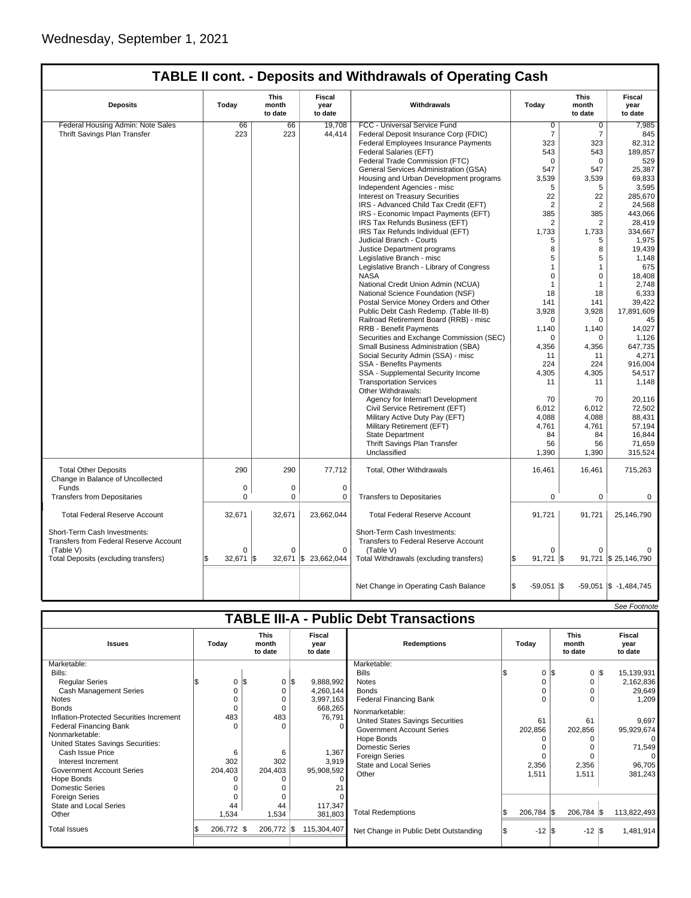Wednesday, September 1, 2021

## TABLE II cont. - Deposits and Withdrawals of Operating Cash

| Deposits | Today | This month to date | Fiscal year to date | Withdrawals | Today | This month to date | Fiscal year to date |
|---|---|---|---|---|---|---|---|
| Federal Housing Admin: Note Sales | 66 | 66 | 19,708 | FCC - Universal Service Fund | 0 | 0 | 7,985 |
| Thrift Savings Plan Transfer | 223 | 223 | 44,414 | Federal Deposit Insurance Corp (FDIC) | 7 | 7 | 845 |
| | | | | Federal Employees Insurance Payments | 323 | 323 | 82,312 |
| | | | | Federal Salaries (EFT) | 543 | 543 | 189,857 |
| | | | | Federal Trade Commission (FTC) | 0 | 0 | 529 |
| | | | | General Services Administration (GSA) | 547 | 547 | 25,387 |
| | | | | Housing and Urban Development programs | 3,539 | 3,539 | 69,833 |
| | | | | Independent Agencies - misc | 5 | 5 | 3,595 |
| | | | | Interest on Treasury Securities | 22 | 22 | 285,670 |
| | | | | IRS - Advanced Child Tax Credit (EFT) | 2 | 2 | 24,568 |
| | | | | IRS - Economic Impact Payments (EFT) | 385 | 385 | 443,066 |
| | | | | IRS Tax Refunds Business (EFT) | 2 | 2 | 28,419 |
| | | | | IRS Tax Refunds Individual (EFT) | 1,733 | 1,733 | 334,667 |
| | | | | Judicial Branch - Courts | 5 | 5 | 1,975 |
| | | | | Justice Department programs | 8 | 8 | 19,439 |
| | | | | Legislative Branch - misc | 5 | 5 | 1,148 |
| | | | | Legislative Branch - Library of Congress | 1 | 1 | 675 |
| | | | | NASA | 0 | 0 | 18,408 |
| | | | | National Credit Union Admin (NCUA) | 1 | 1 | 2,748 |
| | | | | National Science Foundation (NSF) | 18 | 18 | 6,333 |
| | | | | Postal Service Money Orders and Other | 141 | 141 | 39,422 |
| | | | | Public Debt Cash Redemp. (Table III-B) | 3,928 | 3,928 | 17,891,609 |
| | | | | Railroad Retirement Board (RRB) - misc | 0 | 0 | 45 |
| | | | | RRB - Benefit Payments | 1,140 | 1,140 | 14,027 |
| | | | | Securities and Exchange Commission (SEC) | 0 | 0 | 1,126 |
| | | | | Small Business Administration (SBA) | 4,356 | 4,356 | 647,735 |
| | | | | Social Security Admin (SSA) - misc | 11 | 11 | 4,271 |
| | | | | SSA - Benefits Payments | 224 | 224 | 916,004 |
| | | | | SSA - Supplemental Security Income | 4,305 | 4,305 | 54,517 |
| | | | | Transportation Services | 11 | 11 | 1,148 |
| | | | | Other Withdrawals: | | | |
| | | | | Agency for Internat'l Development | 70 | 70 | 20,116 |
| | | | | Civil Service Retirement (EFT) | 6,012 | 6,012 | 72,502 |
| | | | | Military Active Duty Pay (EFT) | 4,088 | 4,088 | 88,431 |
| | | | | Military Retirement (EFT) | 4,761 | 4,761 | 57,194 |
| | | | | State Department | 84 | 84 | 16,844 |
| | | | | Thrift Savings Plan Transfer | 56 | 56 | 71,659 |
| | | | | Unclassified | 1,390 | 1,390 | 315,524 |
| Total Other Deposits | 290 | 290 | 77,712 | Total, Other Withdrawals | 16,461 | 16,461 | 715,263 |
| Change in Balance of Uncollected Funds | 0 | 0 | 0 | | | | |
| Transfers from Depositaries | 0 | 0 | 0 | Transfers to Depositaries | 0 | 0 | 0 |
| Total Federal Reserve Account | 32,671 | 32,671 | 23,662,044 | Total Federal Reserve Account | 91,721 | 91,721 | 25,146,790 |
| Short-Term Cash Investments: Transfers from Federal Reserve Account (Table V) | 0 | 0 | 0 | Short-Term Cash Investments: Transfers to Federal Reserve Account (Table V) | 0 | 0 | 0 |
| Total Deposits (excluding transfers) | $ 32,671 | $ 32,671 | $ 23,662,044 | Total Withdrawals (excluding transfers) | $ 91,721 | $ 91,721 | $ 25,146,790 |
| | | | | Net Change in Operating Cash Balance | $ -59,051 | $ -59,051 | $ -1,484,745 |

*See Footnote*

## TABLE III-A - Public Debt Transactions

| Issues | Today | This month to date | Fiscal year to date | Redemptions | Today | This month to date | Fiscal year to date |
|---|---|---|---|---|---|---|---|
| Marketable: | | | | Marketable: | | | |
| Bills: | | | | Bills | $ 0 | $ 0 | $ 15,139,931 |
| Regular Series | $ 0 | $ 0 | $ 9,888,992 | Notes | 0 | 0 | 2,162,836 |
| Cash Management Series | 0 | 0 | 4,260,144 | Bonds | 0 | 0 | 29,649 |
| Notes | 0 | 0 | 3,997,163 | Federal Financing Bank | 0 | 0 | 1,209 |
| Bonds | 0 | 0 | 668,265 | Nonmarketable: | | | |
| Inflation-Protected Securities Increment | 483 | 483 | 76,791 | United States Savings Securities | 61 | 61 | 9,697 |
| Federal Financing Bank | 0 | 0 | 0 | Government Account Series | 202,856 | 202,856 | 95,929,674 |
| Nonmarketable: | | | | Hope Bonds | 0 | 0 | 0 |
| United States Savings Securities: | | | | Domestic Series | 0 | 0 | 71,549 |
| Cash Issue Price | 6 | 6 | 1,367 | Foreign Series | 0 | 0 | 0 |
| Interest Increment | 302 | 302 | 3,919 | State and Local Series | 2,356 | 2,356 | 96,705 |
| Government Account Series | 204,403 | 204,403 | 95,908,592 | Other | 1,511 | 1,511 | 381,243 |
| Hope Bonds | 0 | 0 | 0 | | | | |
| Domestic Series | 0 | 0 | 21 | | | | |
| Foreign Series | 0 | 0 | 0 | | | | |
| State and Local Series | 44 | 44 | 117,347 | | | | |
| Other | 1,534 | 1,534 | 381,803 | Total Redemptions | $ 206,784 | $ 206,784 | $ 113,822,493 |
| Total Issues | $ 206,772 | $ 206,772 | $ 115,304,407 | Net Change in Public Debt Outstanding | $ -12 | $ -12 | $ 1,481,914 |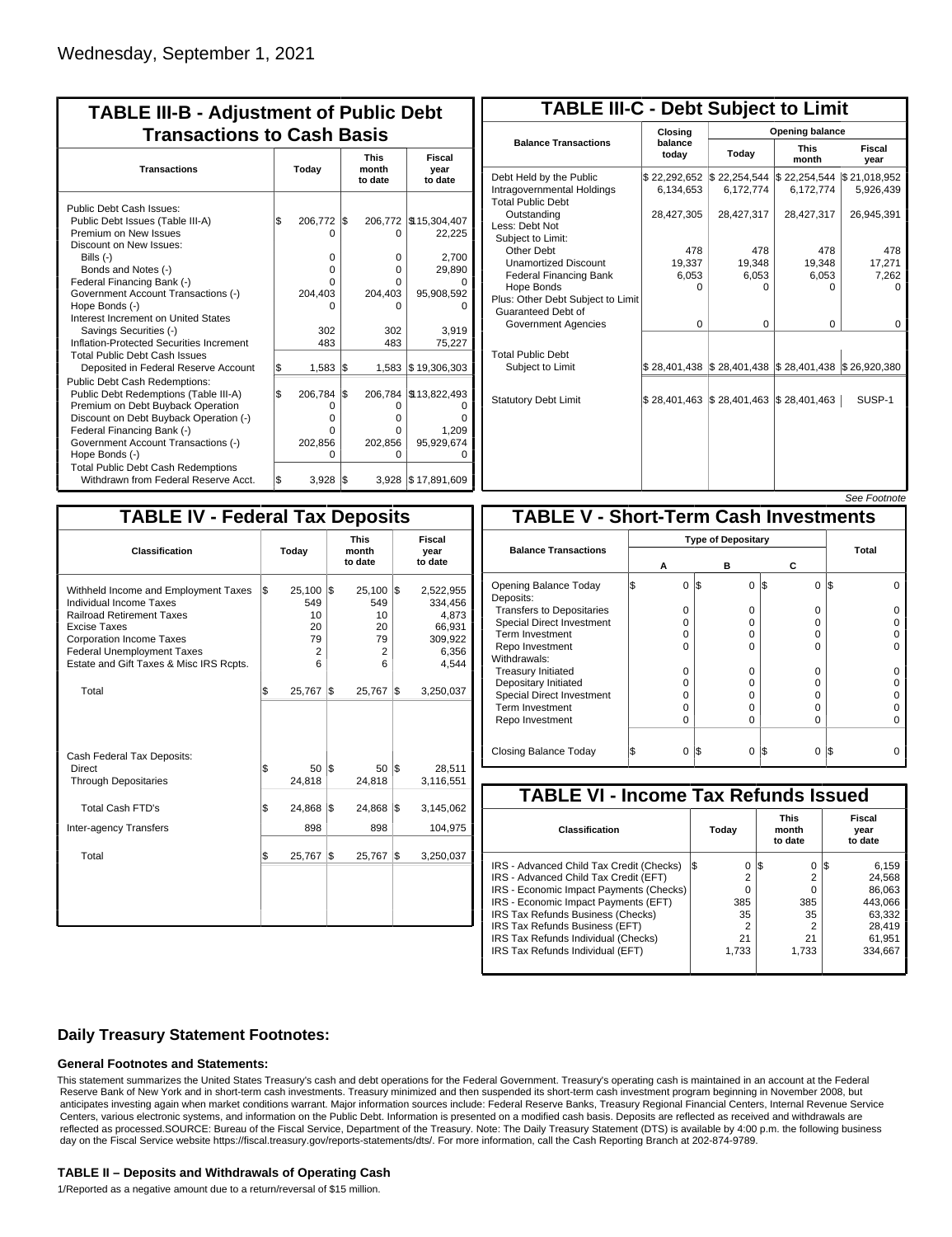Wednesday, September 1, 2021

## TABLE III-B - Adjustment of Public Debt Transactions to Cash Basis

| Transactions | Today | This month to date | Fiscal year to date |
|---|---|---|---|
| Public Debt Cash Issues: | | | |
| Public Debt Issues (Table III-A) | $ 206,772 | $ 206,772 | $15,304,407 |
| Premium on New Issues | 0 | 0 | 22,225 |
| Discount on New Issues: | | | |
| Bills (-) | 0 | 0 | 2,700 |
| Bonds and Notes (-) | 0 | 0 | 29,890 |
| Federal Financing Bank (-) | 0 | 0 | 0 |
| Government Account Transactions (-) | 204,403 | 204,403 | 95,908,592 |
| Hope Bonds (-) | 0 | 0 | 0 |
| Interest Increment on United States Savings Securities (-) | 302 | 302 | 3,919 |
| Inflation-Protected Securities Increment | 483 | 483 | 75,227 |
| Total Public Debt Cash Issues Deposited in Federal Reserve Account | $ 1,583 | $ 1,583 | $ 19,306,303 |
| Public Debt Cash Redemptions: | | | |
| Public Debt Redemptions (Table III-A) | $ 206,784 | $ 206,784 | $13,822,493 |
| Premium on Debt Buyback Operation | 0 | 0 | 0 |
| Discount on Debt Buyback Operation (-) | 0 | 0 | 0 |
| Federal Financing Bank (-) | 0 | 0 | 1,209 |
| Government Account Transactions (-) | 202,856 | 202,856 | 95,929,674 |
| Hope Bonds (-) | 0 | 0 | 0 |
| Total Public Debt Cash Redemptions Withdrawn from Federal Reserve Acct. | $ 3,928 | $ 3,928 | $ 17,891,609 |

## TABLE III-C - Debt Subject to Limit

| Balance Transactions | Closing balance today | Opening balance Today | Opening balance This month | Opening balance Fiscal year |
|---|---|---|---|---|
| Debt Held by the Public | $ 22,292,652 | $ 22,254,544 | $ 22,254,544 | $ 21,018,952 |
| Intragovernmental Holdings | 6,134,653 | 6,172,774 | 6,172,774 | 5,926,439 |
| Total Public Debt Outstanding | 28,427,305 | 28,427,317 | 28,427,317 | 26,945,391 |
| Less: Debt Not Subject to Limit: | | | | |
| Other Debt | 478 | 478 | 478 | 478 |
| Unamortized Discount | 19,337 | 19,348 | 19,348 | 17,271 |
| Federal Financing Bank | 6,053 | 6,053 | 6,053 | 7,262 |
| Hope Bonds | 0 | 0 | 0 | 0 |
| Plus: Other Debt Subject to Limit Guaranteed Debt of Government Agencies | 0 | 0 | 0 | 0 |
| Total Public Debt Subject to Limit | $ 28,401,438 | $ 28,401,438 | $ 28,401,438 | $ 26,920,380 |
| Statutory Debt Limit | $ 28,401,463 | $ 28,401,463 | $ 28,401,463 | SUSP-1 |

*See Footnote*

## TABLE IV - Federal Tax Deposits

| Classification | Today | This month to date | Fiscal year to date |
|---|---|---|---|
| Withheld Income and Employment Taxes | $ 25,100 | $ 25,100 | $ 2,522,955 |
| Individual Income Taxes | 549 | 549 | 334,456 |
| Railroad Retirement Taxes | 10 | 10 | 4,873 |
| Excise Taxes | 20 | 20 | 66,931 |
| Corporation Income Taxes | 79 | 79 | 309,922 |
| Federal Unemployment Taxes | 2 | 2 | 6,356 |
| Estate and Gift Taxes & Misc IRS Rcpts. | 6 | 6 | 4,544 |
| Total | $ 25,767 | $ 25,767 | $ 3,250,037 |
| Cash Federal Tax Deposits: | | | |
| Direct | $ 50 | $ 50 | $ 28,511 |
| Through Depositaries | 24,818 | 24,818 | 3,116,551 |
| Total Cash FTD's | $ 24,868 | $ 24,868 | $ 3,145,062 |
| Inter-agency Transfers | 898 | 898 | 104,975 |
| Total | $ 25,767 | $ 25,767 | $ 3,250,037 |

## TABLE V - Short-Term Cash Investments

| Balance Transactions | Type of Depositary A | Type of Depositary B | Type of Depositary C | Total |
|---|---|---|---|---|
| Opening Balance Today | $ 0 | $ 0 | $ 0 | $ 0 |
| Deposits: | | | | |
| Transfers to Depositaries | 0 | 0 | 0 | 0 |
| Special Direct Investment | 0 | 0 | 0 | 0 |
| Term Investment | 0 | 0 | 0 | 0 |
| Repo Investment | 0 | 0 | 0 | 0 |
| Withdrawals: | | | | |
| Treasury Initiated | 0 | 0 | 0 | 0 |
| Depositary Initiated | 0 | 0 | 0 | 0 |
| Special Direct Investment | 0 | 0 | 0 | 0 |
| Term Investment | 0 | 0 | 0 | 0 |
| Repo Investment | 0 | 0 | 0 | 0 |
| Closing Balance Today | $ 0 | $ 0 | $ 0 | $ 0 |

## TABLE VI - Income Tax Refunds Issued

| Classification | Today | This month to date | Fiscal year to date |
|---|---|---|---|
| IRS - Advanced Child Tax Credit (Checks) | $ 0 | $ 0 | $ 6,159 |
| IRS - Advanced Child Tax Credit (EFT) | 2 | 2 | 24,568 |
| IRS - Economic Impact Payments (Checks) | 0 | 0 | 86,063 |
| IRS - Economic Impact Payments (EFT) | 385 | 385 | 443,066 |
| IRS Tax Refunds Business (Checks) | 35 | 35 | 63,332 |
| IRS Tax Refunds Business (EFT) | 2 | 2 | 28,419 |
| IRS Tax Refunds Individual (Checks) | 21 | 21 | 61,951 |
| IRS Tax Refunds Individual (EFT) | 1,733 | 1,733 | 334,667 |

### Daily Treasury Statement Footnotes:

#### General Footnotes and Statements:

This statement summarizes the United States Treasury's cash and debt operations for the Federal Government. Treasury's operating cash is maintained in an account at the Federal Reserve Bank of New York and in short-term cash investments. Treasury minimized and then suspended its short-term cash investment program beginning in November 2008, but anticipates investing again when market conditions warrant. Major information sources include: Federal Reserve Banks, Treasury Regional Financial Centers, Internal Revenue Service Centers, various electronic systems, and information on the Public Debt. Information is presented on a modified cash basis. Deposits are reflected as received and withdrawals are reflected as processed.SOURCE: Bureau of the Fiscal Service, Department of the Treasury. Note: The Daily Treasury Statement (DTS) is available by 4:00 p.m. the following business day on the Fiscal Service website https://fiscal.treasury.gov/reports-statements/dts/. For more information, call the Cash Reporting Branch at 202-874-9789.

#### TABLE II – Deposits and Withdrawals of Operating Cash

1/Reported as a negative amount due to a return/reversal of $15 million.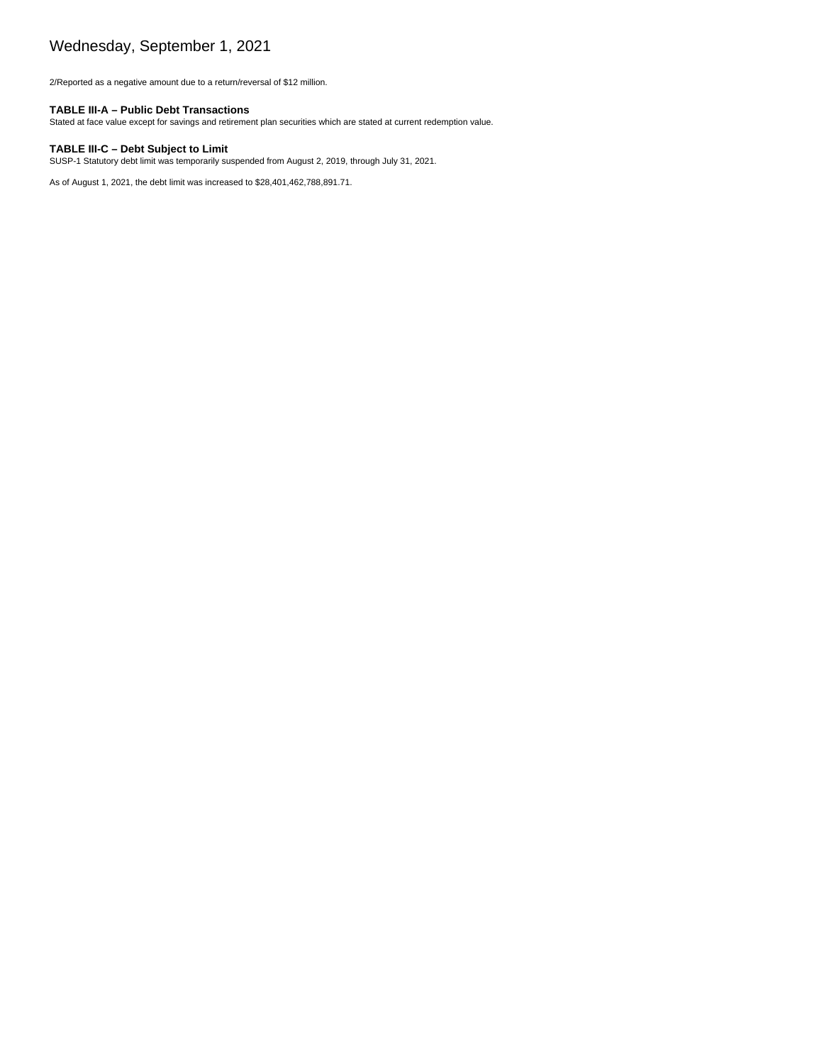# Wednesday, September 1, 2021

2/Reported as a negative amount due to a return/reversal of $12 million.

**TABLE III-A – Public Debt Transactions**
Stated at face value except for savings and retirement plan securities which are stated at current redemption value.

**TABLE III-C – Debt Subject to Limit**
SUSP-1 Statutory debt limit was temporarily suspended from August 2, 2019, through July 31, 2021.

As of August 1, 2021, the debt limit was increased to $28,401,462,788,891.71.